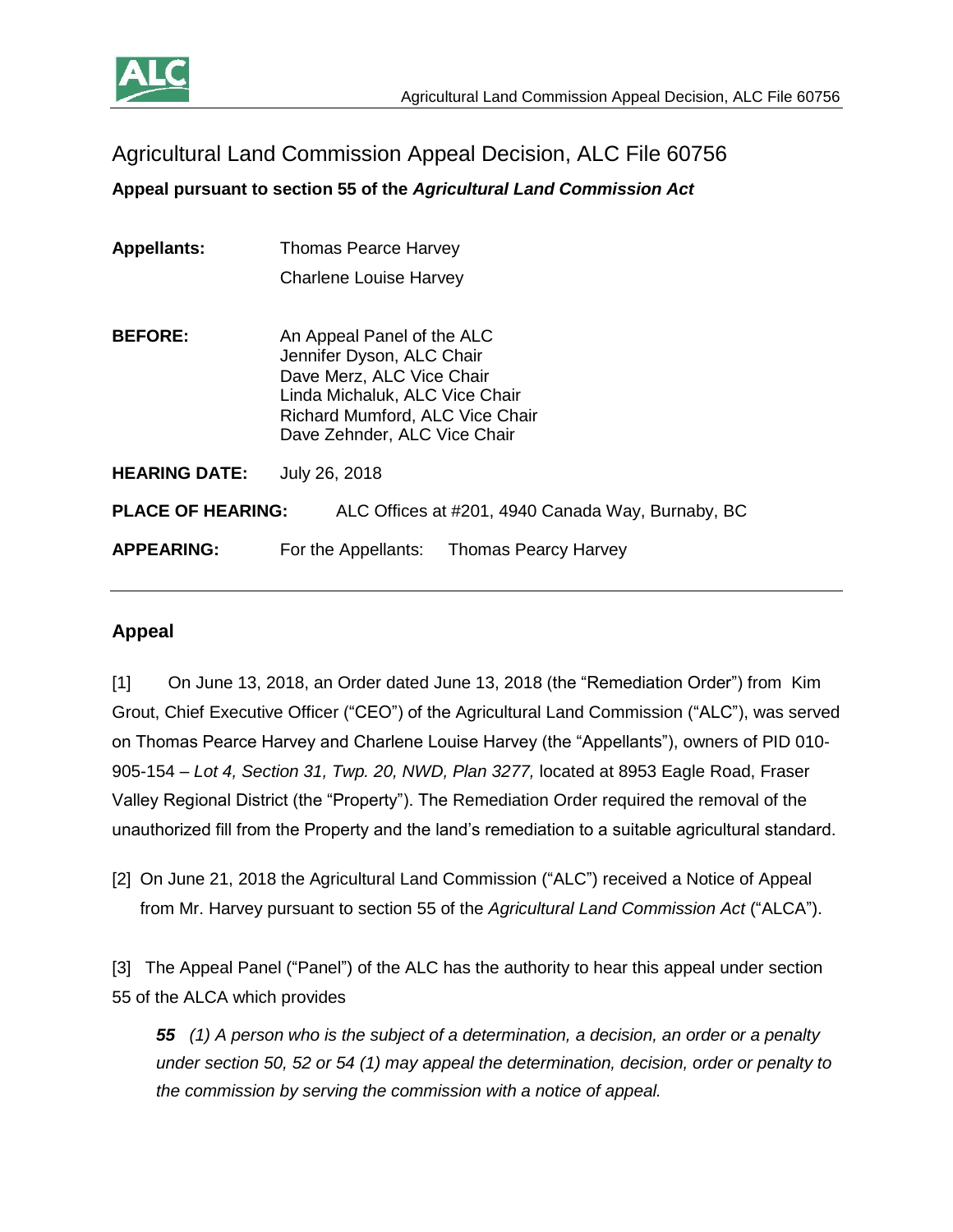# Agricultural Land Commission Appeal Decision, ALC File 60756

**Appeal pursuant to section 55 of the *Agricultural Land Commission Act***

**Appellants:** Thomas Pearce Harvey
Charlene Louise Harvey

**BEFORE:** An Appeal Panel of the ALC
Jennifer Dyson, ALC Chair
Dave Merz, ALC Vice Chair
Linda Michaluk, ALC Vice Chair
Richard Mumford, ALC Vice Chair
Dave Zehnder, ALC Vice Chair

**HEARING DATE:** July 26, 2018

**PLACE OF HEARING:** ALC Offices at #201, 4940 Canada Way, Burnaby, BC

**APPEARING:** For the Appellants: Thomas Pearcy Harvey

---

## Appeal

[1] On June 13, 2018, an Order dated June 13, 2018 (the "Remediation Order") from Kim Grout, Chief Executive Officer ("CEO") of the Agricultural Land Commission ("ALC"), was served on Thomas Pearce Harvey and Charlene Louise Harvey (the "Appellants"), owners of PID 010-905-154 – *Lot 4, Section 31, Twp. 20, NWD, Plan 3277,* located at 8953 Eagle Road, Fraser Valley Regional District (the "Property"). The Remediation Order required the removal of the unauthorized fill from the Property and the land's remediation to a suitable agricultural standard.

[2] On June 21, 2018 the Agricultural Land Commission ("ALC") received a Notice of Appeal from Mr. Harvey pursuant to section 55 of the *Agricultural Land Commission Act* ("ALCA").

[3] The Appeal Panel ("Panel") of the ALC has the authority to hear this appeal under section 55 of the ALCA which provides

> ***55*** *(1) A person who is the subject of a determination, a decision, an order or a penalty under section 50, 52 or 54 (1) may appeal the determination, decision, order or penalty to the commission by serving the commission with a notice of appeal.*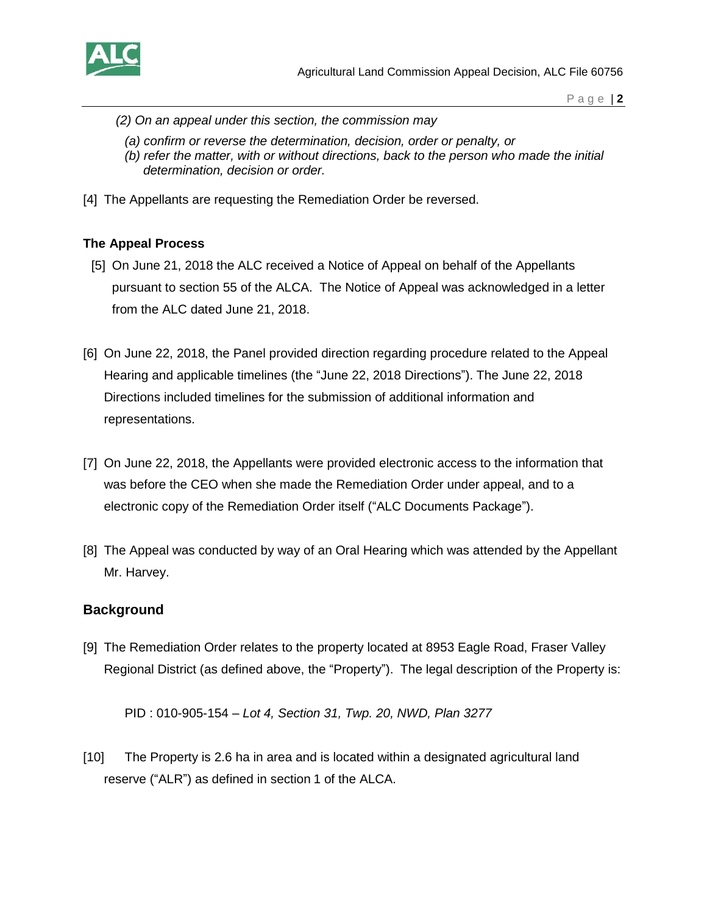*(2) On an appeal under this section, the commission may*

*(a) confirm or reverse the determination, decision, order or penalty, or*
*(b) refer the matter, with or without directions, back to the person who made the initial determination, decision or order.*

[4] The Appellants are requesting the Remediation Order be reversed.

**The Appeal Process**

[5] On June 21, 2018 the ALC received a Notice of Appeal on behalf of the Appellants pursuant to section 55 of the ALCA. The Notice of Appeal was acknowledged in a letter from the ALC dated June 21, 2018.

[6] On June 22, 2018, the Panel provided direction regarding procedure related to the Appeal Hearing and applicable timelines (the "June 22, 2018 Directions"). The June 22, 2018 Directions included timelines for the submission of additional information and representations.

[7] On June 22, 2018, the Appellants were provided electronic access to the information that was before the CEO when she made the Remediation Order under appeal, and to a electronic copy of the Remediation Order itself ("ALC Documents Package").

[8] The Appeal was conducted by way of an Oral Hearing which was attended by the Appellant Mr. Harvey.

## Background

[9] The Remediation Order relates to the property located at 8953 Eagle Road, Fraser Valley Regional District (as defined above, the "Property"). The legal description of the Property is:

PID : 010-905-154 – *Lot 4, Section 31, Twp. 20, NWD, Plan 3277*

[10] The Property is 2.6 ha in area and is located within a designated agricultural land reserve ("ALR") as defined in section 1 of the ALCA.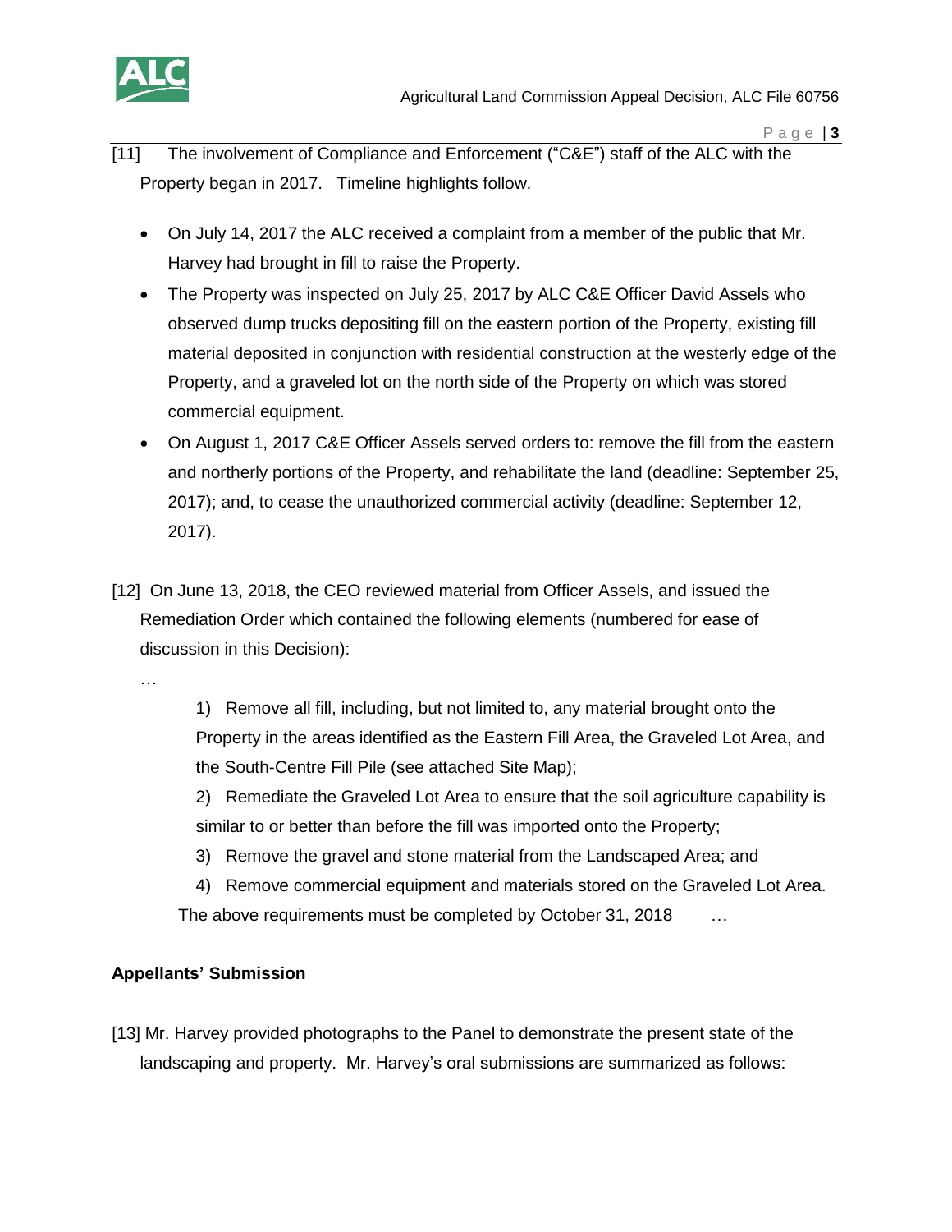[11] The involvement of Compliance and Enforcement ("C&E") staff of the ALC with the Property began in 2017. Timeline highlights follow.

- On July 14, 2017 the ALC received a complaint from a member of the public that Mr. Harvey had brought in fill to raise the Property.
- The Property was inspected on July 25, 2017 by ALC C&E Officer David Assels who observed dump trucks depositing fill on the eastern portion of the Property, existing fill material deposited in conjunction with residential construction at the westerly edge of the Property, and a graveled lot on the north side of the Property on which was stored commercial equipment.
- On August 1, 2017 C&E Officer Assels served orders to: remove the fill from the eastern and northerly portions of the Property, and rehabilitate the land (deadline: September 25, 2017); and, to cease the unauthorized commercial activity (deadline: September 12, 2017).

[12] On June 13, 2018, the CEO reviewed material from Officer Assels, and issued the Remediation Order which contained the following elements (numbered for ease of discussion in this Decision):

…

> 1) Remove all fill, including, but not limited to, any material brought onto the Property in the areas identified as the Eastern Fill Area, the Graveled Lot Area, and the South-Centre Fill Pile (see attached Site Map);
>
> 2) Remediate the Graveled Lot Area to ensure that the soil agriculture capability is similar to or better than before the fill was imported onto the Property;
>
> 3) Remove the gravel and stone material from the Landscaped Area; and
>
> 4) Remove commercial equipment and materials stored on the Graveled Lot Area.
>
> The above requirements must be completed by October 31, 2018 …

**Appellants' Submission**

[13] Mr. Harvey provided photographs to the Panel to demonstrate the present state of the landscaping and property. Mr. Harvey's oral submissions are summarized as follows: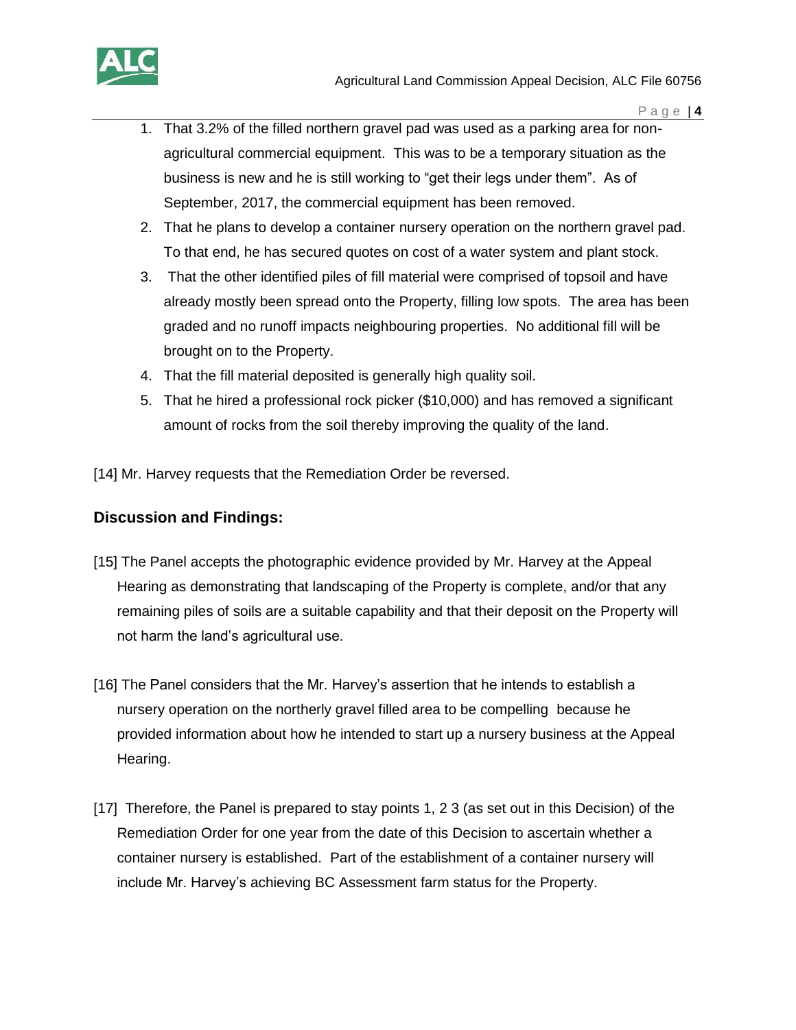1. That 3.2% of the filled northern gravel pad was used as a parking area for non-agricultural commercial equipment. This was to be a temporary situation as the business is new and he is still working to "get their legs under them". As of September, 2017, the commercial equipment has been removed.
2. That he plans to develop a container nursery operation on the northern gravel pad. To that end, he has secured quotes on cost of a water system and plant stock.
3. That the other identified piles of fill material were comprised of topsoil and have already mostly been spread onto the Property, filling low spots. The area has been graded and no runoff impacts neighbouring properties. No additional fill will be brought on to the Property.
4. That the fill material deposited is generally high quality soil.
5. That he hired a professional rock picker ($10,000) and has removed a significant amount of rocks from the soil thereby improving the quality of the land.

[14] Mr. Harvey requests that the Remediation Order be reversed.

## Discussion and Findings:

[15] The Panel accepts the photographic evidence provided by Mr. Harvey at the Appeal Hearing as demonstrating that landscaping of the Property is complete, and/or that any remaining piles of soils are a suitable capability and that their deposit on the Property will not harm the land's agricultural use.

[16] The Panel considers that the Mr. Harvey's assertion that he intends to establish a nursery operation on the northerly gravel filled area to be compelling because he provided information about how he intended to start up a nursery business at the Appeal Hearing.

[17] Therefore, the Panel is prepared to stay points 1, 2 3 (as set out in this Decision) of the Remediation Order for one year from the date of this Decision to ascertain whether a container nursery is established. Part of the establishment of a container nursery will include Mr. Harvey's achieving BC Assessment farm status for the Property.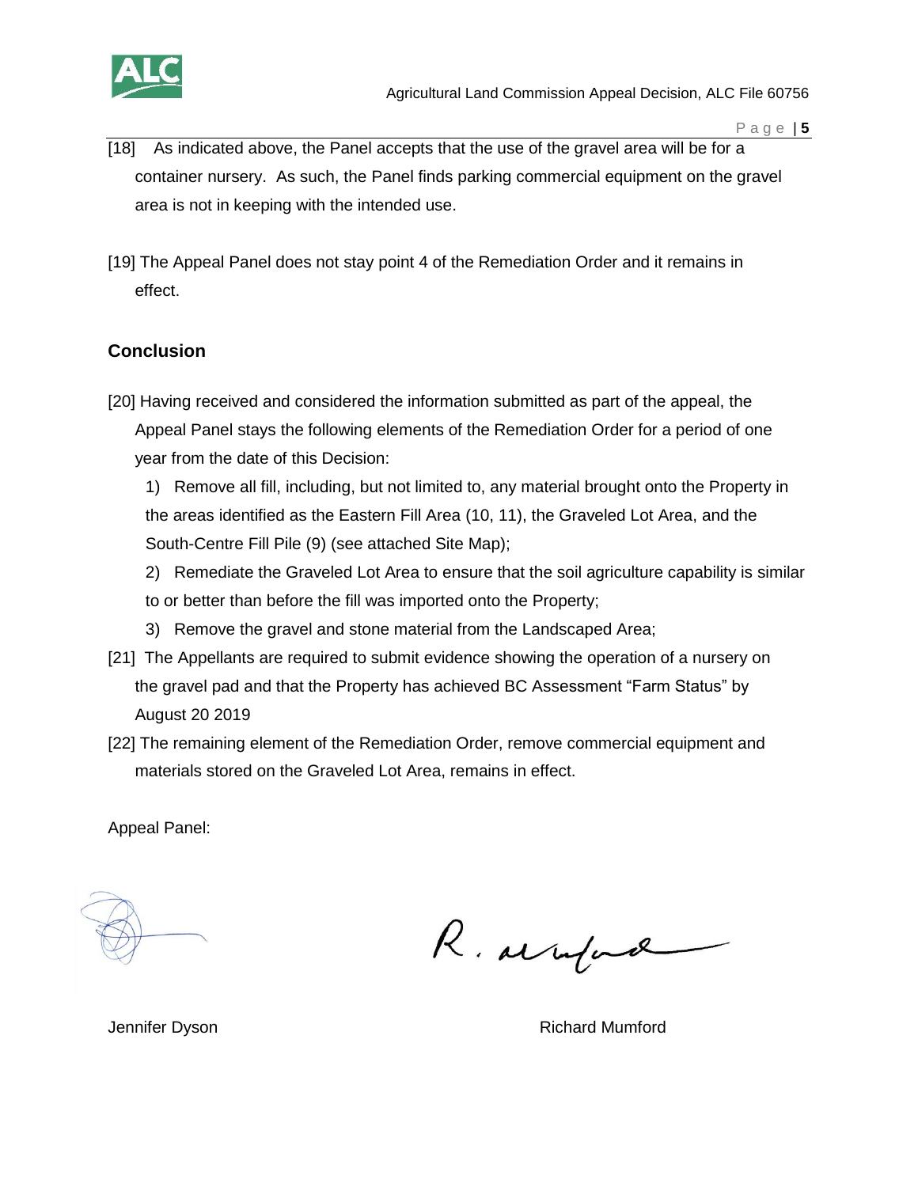[18] As indicated above, the Panel accepts that the use of the gravel area will be for a container nursery. As such, the Panel finds parking commercial equipment on the gravel area is not in keeping with the intended use.

[19] The Appeal Panel does not stay point 4 of the Remediation Order and it remains in effect.

## Conclusion

[20] Having received and considered the information submitted as part of the appeal, the Appeal Panel stays the following elements of the Remediation Order for a period of one year from the date of this Decision:

1) Remove all fill, including, but not limited to, any material brought onto the Property in the areas identified as the Eastern Fill Area (10, 11), the Graveled Lot Area, and the South-Centre Fill Pile (9) (see attached Site Map);
2) Remediate the Graveled Lot Area to ensure that the soil agriculture capability is similar to or better than before the fill was imported onto the Property;
3) Remove the gravel and stone material from the Landscaped Area;

[21] The Appellants are required to submit evidence showing the operation of a nursery on the gravel pad and that the Property has achieved BC Assessment "Farm Status" by August 20 2019

[22] The remaining element of the Remediation Order, remove commercial equipment and materials stored on the Graveled Lot Area, remains in effect.

Appeal Panel:

Jennifer Dyson

Richard Mumford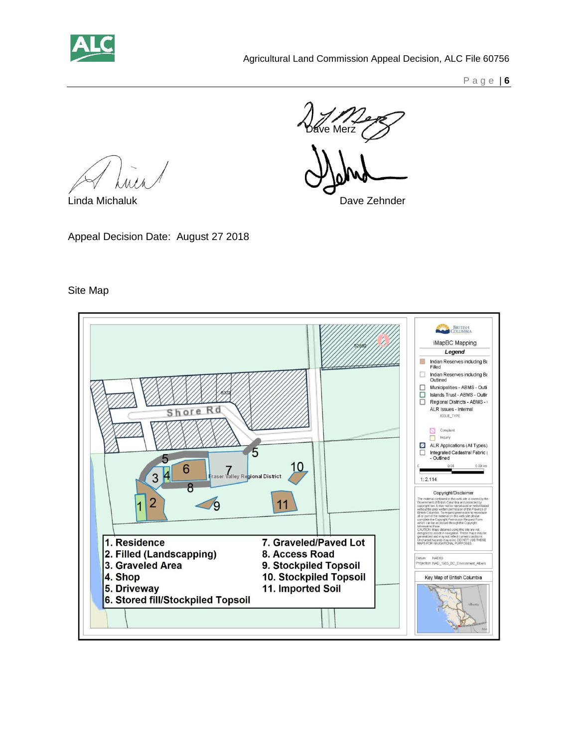Dave Merz

Linda Michaluk

Dave Zehnder

Appeal Decision Date: August 27 2018

Site Map

1. Residence
2. Filled (Landscapping)
3. Graveled Area
4. Shop
5. Driveway
6. Stored fill/Stockpiled Topsoil
7. Graveled/Paved Lot
8. Access Road
9. Stockpiled Topsoil
10. Stockpiled Topsoil
11. Imported Soil

Shore Rd

Fraser Valley Regional District

iMapBC Mapping

Legend

Indian Reserves including Ba Filled

Indian Reserves including Ba Outlined

Municipalities - ABMS - Outli

Islands Trust - ABMS - Outlir

Regional Districts - ABMS -

ALR Issues - Internal

ISSUE_TYPE

Complaint

Inquiry

ALR Applications (All Types)

Integrated Cadastral Fabric - Outlined

1: 2,114

Copyright/Disclaimer

Datum: NAD83

Projection: NAD_1983_BC_Environment_Albers

Key Map of British Columbia